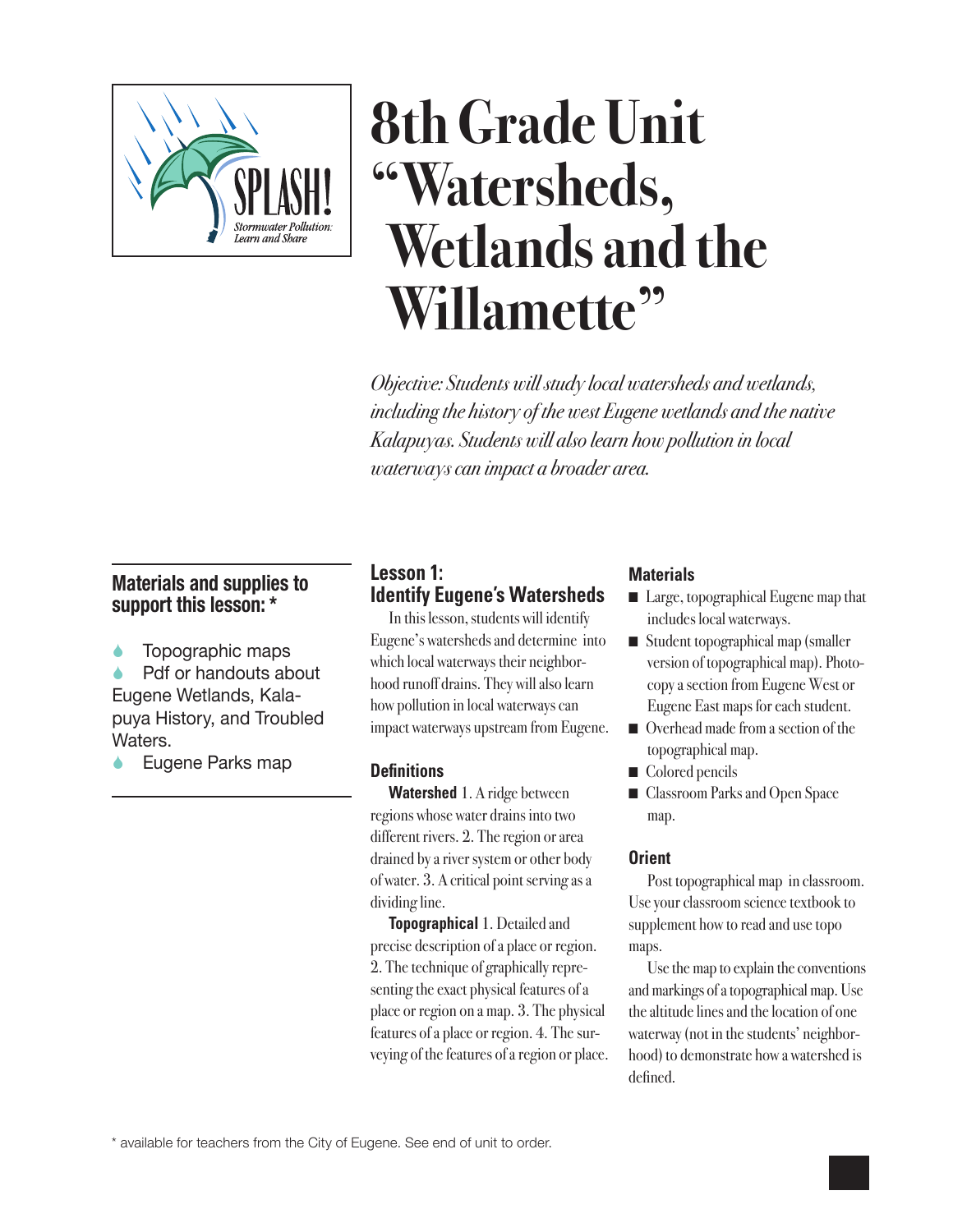SPLASH!

*Stormwater Pollution: Learn and Share*

# 8th Grade Unit "Watersheds, Wetlands and the Willamette"

*Objective: Students will study local watersheds and wetlands, including the history of the west Eugene wetlands and the native Kalapuyas. Students will also learn how pollution in local waterways can impact a broader area.*

### Materials and supplies to support this lesson: *

- Topographic maps
- Pdf or handouts about Eugene Wetlands, Kalapuya History, and Troubled Waters.
- Eugene Parks map

## Lesson 1: Identify Eugene's Watersheds

In this lesson, students will identify Eugene's watersheds and determine into which local waterways their neighborhood runoff drains. They will also learn how pollution in local waterways can impact waterways upstream from Eugene.

### Definitions

**Watershed** 1. A ridge between regions whose water drains into two different rivers. 2. The region or area drained by a river system or other body of water. 3. A critical point serving as a dividing line.

**Topographical** 1. Detailed and precise description of a place or region. 2. The technique of graphically representing the exact physical features of a place or region on a map. 3. The physical features of a place or region. 4. The surveying of the features of a region or place.

### Materials

- Large, topographical Eugene map that includes local waterways.
- Student topographical map (smaller version of topographical map). Photocopy a section from Eugene West or Eugene East maps for each student.
- Overhead made from a section of the topographical map.
- Colored pencils
- Classroom Parks and Open Space map.

### Orient

Post topographical map in classroom. Use your classroom science textbook to supplement how to read and use topo maps.

Use the map to explain the conventions and markings of a topographical map. Use the altitude lines and the location of one waterway (not in the students' neighborhood) to demonstrate how a watershed is defined.

\* available for teachers from the City of Eugene. See end of unit to order.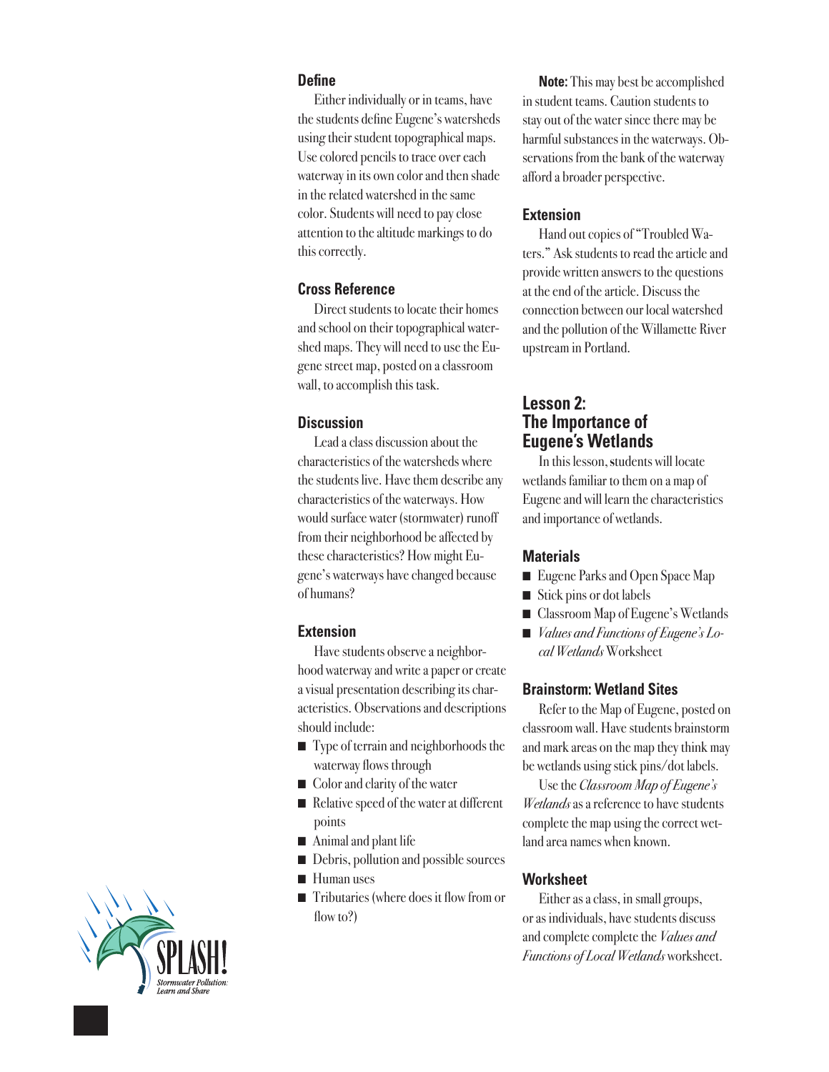### Define

Either individually or in teams, have the students define Eugene's watersheds using their student topographical maps. Use colored pencils to trace over each waterway in its own color and then shade in the related watershed in the same color. Students will need to pay close attention to the altitude markings to do this correctly.

### Cross Reference

Direct students to locate their homes and school on their topographical watershed maps. They will need to use the Eugene street map, posted on a classroom wall, to accomplish this task.

### Discussion

Lead a class discussion about the characteristics of the watersheds where the students live. Have them describe any characteristics of the waterways. How would surface water (stormwater) runoff from their neighborhood be affected by these characteristics? How might Eugene's waterways have changed because of humans?

### Extension

Have students observe a neighborhood waterway and write a paper or create a visual presentation describing its characteristics. Observations and descriptions should include:

- Type of terrain and neighborhoods the waterway flows through
- Color and clarity of the water
- Relative speed of the water at different points
- Animal and plant life
- Debris, pollution and possible sources
- Human uses
- Tributaries (where does it flow from or flow to?)

**Note:** This may best be accomplished in student teams. Caution students to stay out of the water since there may be harmful substances in the waterways. Observations from the bank of the waterway afford a broader perspective.

### Extension

Hand out copies of "Troubled Waters." Ask students to read the article and provide written answers to the questions at the end of the article. Discuss the connection between our local watershed and the pollution of the Willamette River upstream in Portland.

## Lesson 2: The Importance of Eugene's Wetlands

In this lesson, students will locate wetlands familiar to them on a map of Eugene and will learn the characteristics and importance of wetlands.

### Materials

- Eugene Parks and Open Space Map
- Stick pins or dot labels
- Classroom Map of Eugene's Wetlands
- *Values and Functions of Eugene's Local Wetlands* Worksheet

### Brainstorm: Wetland Sites

Refer to the Map of Eugene, posted on classroom wall. Have students brainstorm and mark areas on the map they think may be wetlands using stick pins/dot labels.

Use the *Classroom Map of Eugene's Wetlands* as a reference to have students complete the map using the correct wetland area names when known.

### Worksheet

Either as a class, in small groups, or as individuals, have students discuss and complete complete the *Values and Functions of Local Wetlands* worksheet.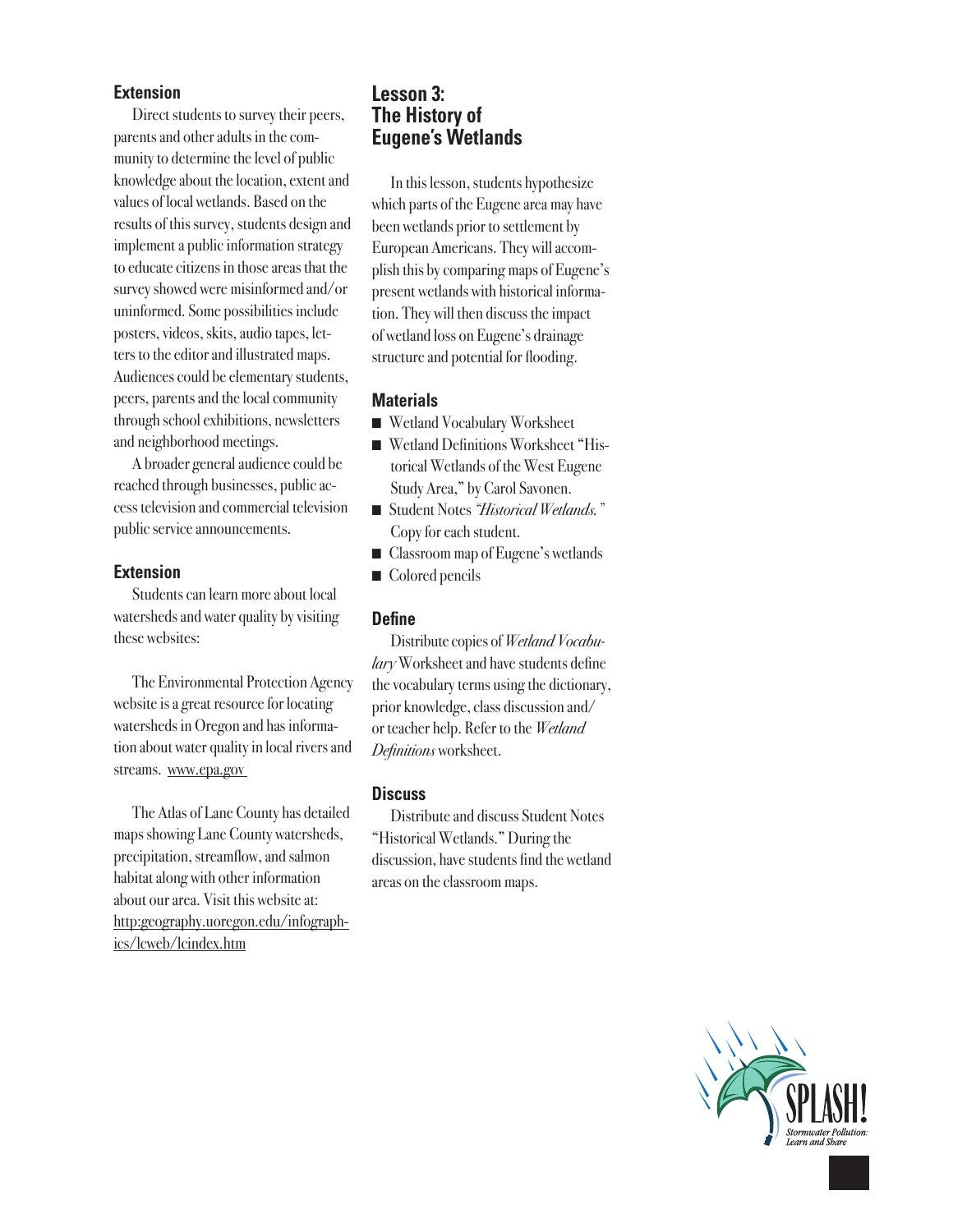### Extension

Direct students to survey their peers, parents and other adults in the community to determine the level of public knowledge about the location, extent and values of local wetlands. Based on the results of this survey, students design and implement a public information strategy to educate citizens in those areas that the survey showed were misinformed and/or uninformed. Some possibilities include posters, videos, skits, audio tapes, letters to the editor and illustrated maps. Audiences could be elementary students, peers, parents and the local community through school exhibitions, newsletters and neighborhood meetings.

A broader general audience could be reached through businesses, public access television and commercial television public service announcements.

### Extension

Students can learn more about local watersheds and water quality by visiting these websites:

The Environmental Protection Agency website is a great resource for locating watersheds in Oregon and has information about water quality in local rivers and streams. www.epa.gov

The Atlas of Lane County has detailed maps showing Lane County watersheds, precipitation, streamflow, and salmon habitat along with other information about our area. Visit this website at: http:geography.uoregon.edu/infographics/lcweb/lcindex.htm

## Lesson 3: The History of Eugene's Wetlands

In this lesson, students hypothesize which parts of the Eugene area may have been wetlands prior to settlement by European Americans. They will accomplish this by comparing maps of Eugene's present wetlands with historical information. They will then discuss the impact of wetland loss on Eugene's drainage structure and potential for flooding.

### Materials

- Wetland Vocabulary Worksheet
- Wetland Definitions Worksheet "Historical Wetlands of the West Eugene Study Area," by Carol Savonen.
- Student Notes *"Historical Wetlands."* Copy for each student.
- Classroom map of Eugene's wetlands
- Colored pencils

### Define

Distribute copies of *Wetland Vocabulary* Worksheet and have students define the vocabulary terms using the dictionary, prior knowledge, class discussion and/or teacher help. Refer to the *Wetland Definitions* worksheet.

### Discuss

Distribute and discuss Student Notes "Historical Wetlands." During the discussion, have students find the wetland areas on the classroom maps.

SPLASH! Stormwater Pollution: Learn and Share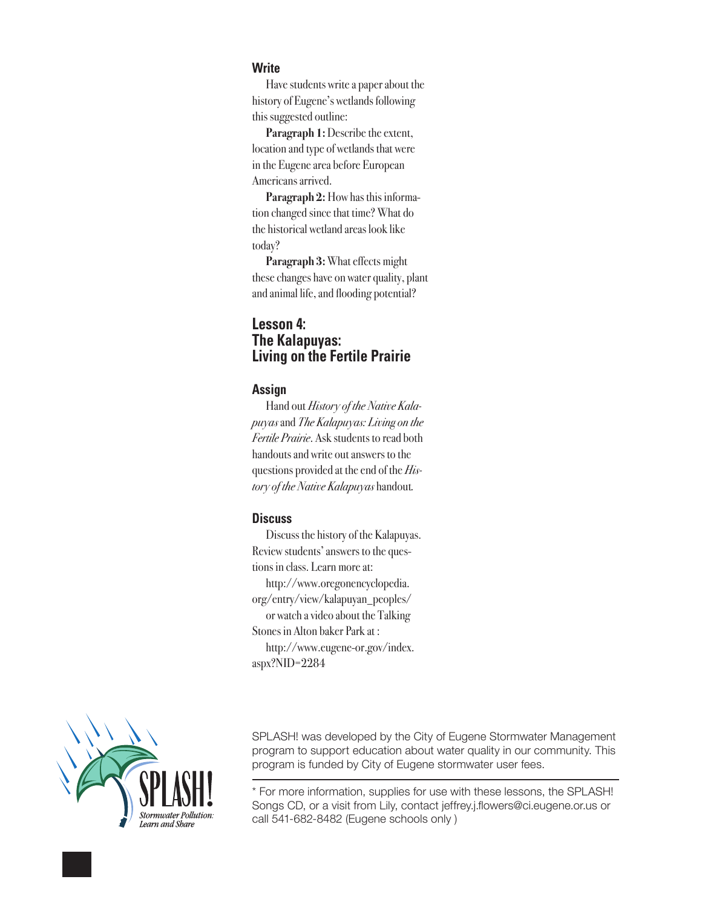### Write

Have students write a paper about the history of Eugene's wetlands following this suggested outline:

**Paragraph 1:** Describe the extent, location and type of wetlands that were in the Eugene area before European Americans arrived.

**Paragraph 2:** How has this information changed since that time? What do the historical wetland areas look like today?

**Paragraph 3:** What effects might these changes have on water quality, plant and animal life, and flooding potential?

## Lesson 4: The Kalapuyas: Living on the Fertile Prairie

### Assign

Hand out *History of the Native Kalapuyas* and *The Kalapuyas: Living on the Fertile Prairie*. Ask students to read both handouts and write out answers to the questions provided at the end of the *History of the Native Kalapuyas* handout.

### Discuss

Discuss the history of the Kalapuyas. Review students' answers to the questions in class. Learn more at:

http://www.oregonencyclopedia.org/entry/view/kalapuyan_peoples/

or watch a video about the Talking Stones in Alton baker Park at :

http://www.eugene-or.gov/index.aspx?NID=2284

SPLASH! Stormwater Pollution: Learn and Share

SPLASH! was developed by the City of Eugene Stormwater Management program to support education about water quality in our community. This program is funded by City of Eugene stormwater user fees.

* For more information, supplies for use with these lessons, the SPLASH! Songs CD, or a visit from Lily, contact jeffrey.j.flowers@ci.eugene.or.us or call 541-682-8482 (Eugene schools only )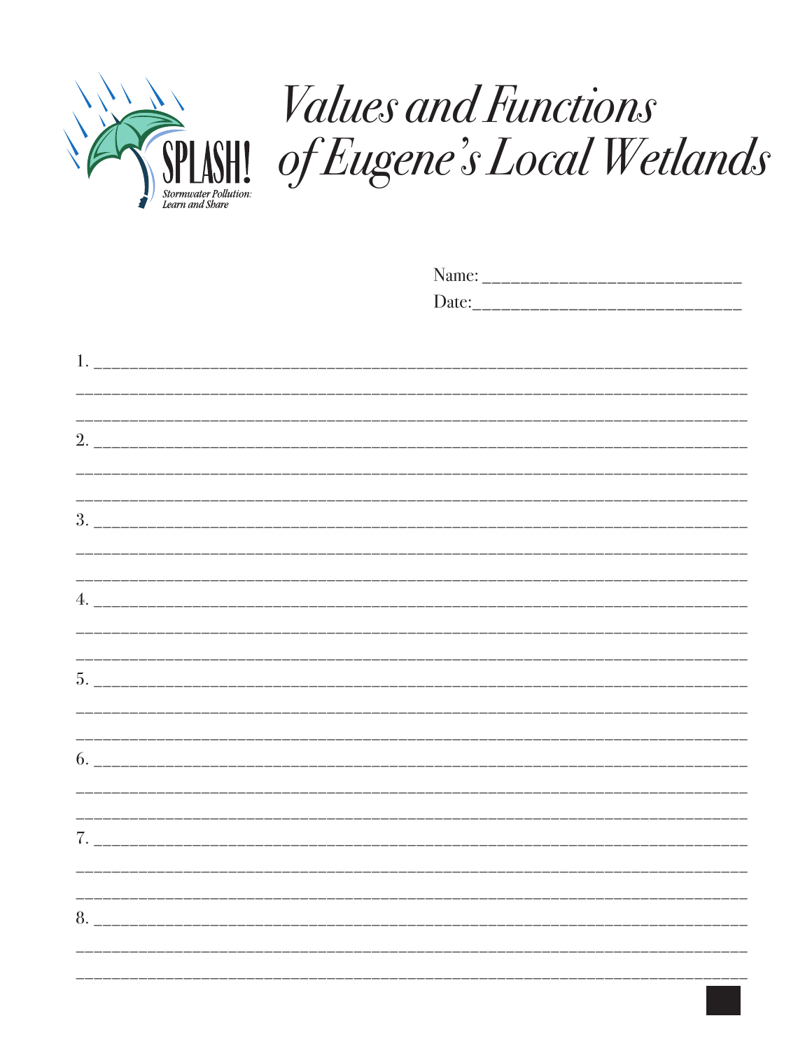SPLASH!

Stormwater Pollution: Learn and Share

# Values and Functions of Eugene's Local Wetlands

Name: ______________________________

Date: ______________________________

1. ______________________________________________________________________________

______________________________________________________________________________

______________________________________________________________________________

2. ______________________________________________________________________________

______________________________________________________________________________

______________________________________________________________________________

3. ______________________________________________________________________________

______________________________________________________________________________

______________________________________________________________________________

4. ______________________________________________________________________________

______________________________________________________________________________

______________________________________________________________________________

5. ______________________________________________________________________________

______________________________________________________________________________

______________________________________________________________________________

6. ______________________________________________________________________________

______________________________________________________________________________

______________________________________________________________________________

7. ______________________________________________________________________________

______________________________________________________________________________

______________________________________________________________________________

8. ______________________________________________________________________________

______________________________________________________________________________

______________________________________________________________________________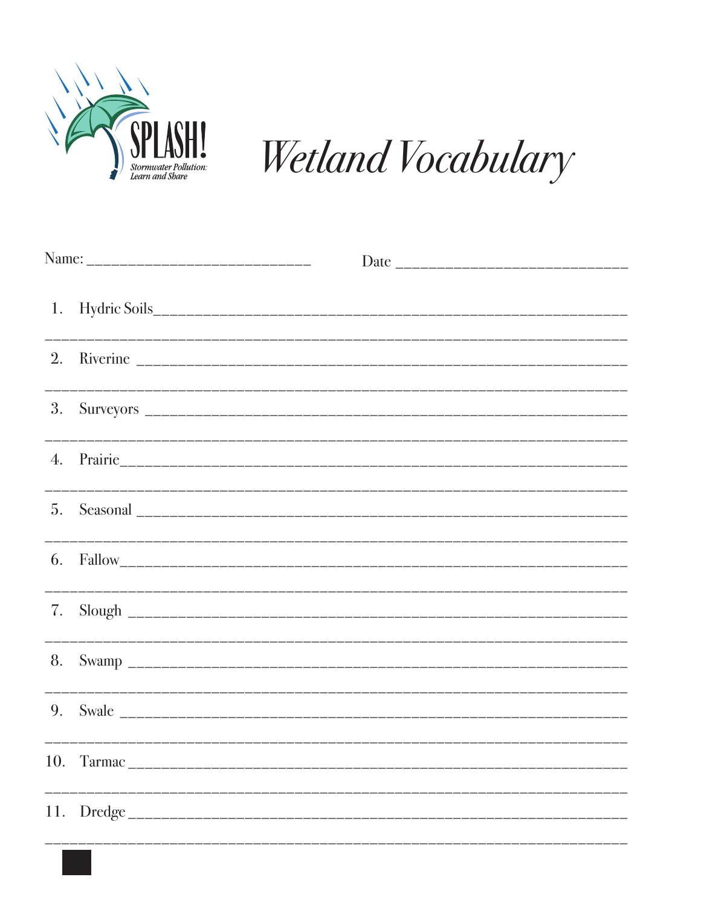SPLASH!

Stormwater Pollution: Learn and Share

# *Wetland Vocabulary*

Name: ___________________________ Date ___________________________

1. Hydric Soils_____________________________________________________________

_____________________________________________________________________

2. Riverine _______________________________________________________________

_____________________________________________________________________

3. Surveyors ______________________________________________________________

_____________________________________________________________________

4. Prairie_________________________________________________________________

_____________________________________________________________________

5. Seasonal _______________________________________________________________

_____________________________________________________________________

6. Fallow_________________________________________________________________

_____________________________________________________________________

7. Slough _________________________________________________________________

_____________________________________________________________________

8. Swamp _________________________________________________________________

_____________________________________________________________________

9. Swale __________________________________________________________________

_____________________________________________________________________

10. Tarmac _________________________________________________________________

_____________________________________________________________________

11. Dredge _________________________________________________________________

_____________________________________________________________________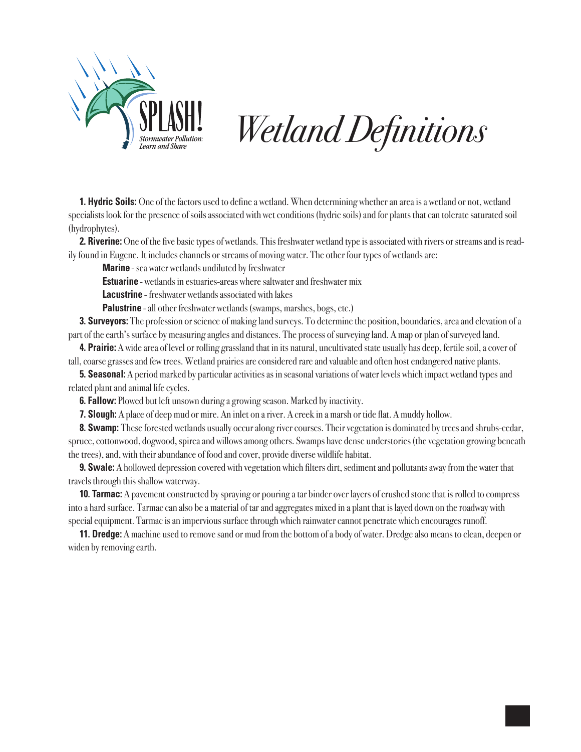SPLASH!

Stormwater Pollution: Learn and Share

# Wetland Definitions

**1. Hydric Soils:** One of the factors used to define a wetland. When determining whether an area is a wetland or not, wetland specialists look for the presence of soils associated with wet conditions (hydric soils) and for plants that can tolerate saturated soil (hydrophytes).

**2. Riverine:** One of the five basic types of wetlands. This freshwater wetland type is associated with rivers or streams and is readily found in Eugene. It includes channels or streams of moving water. The other four types of wetlands are:

- **Marine** - sea water wetlands undiluted by freshwater
- **Estuarine** - wetlands in estuaries-areas where saltwater and freshwater mix
- **Lacustrine** - freshwater wetlands associated with lakes
- **Palustrine** - all other freshwater wetlands (swamps, marshes, bogs, etc.)

**3. Surveyors:** The profession or science of making land surveys. To determine the position, boundaries, area and elevation of a part of the earth's surface by measuring angles and distances. The process of surveying land. A map or plan of surveyed land.

**4. Prairie:** A wide area of level or rolling grassland that in its natural, uncultivated state usually has deep, fertile soil, a cover of tall, coarse grasses and few trees. Wetland prairies are considered rare and valuable and often host endangered native plants.

**5. Seasonal:** A period marked by particular activities as in seasonal variations of water levels which impact wetland types and related plant and animal life cycles.

**6. Fallow:** Plowed but left unsown during a growing season. Marked by inactivity.

**7. Slough:** A place of deep mud or mire. An inlet on a river. A creek in a marsh or tide flat. A muddy hollow.

**8. Swamp:** These forested wetlands usually occur along river courses. Their vegetation is dominated by trees and shrubs-cedar, spruce, cottonwood, dogwood, spirea and willows among others. Swamps have dense understories (the vegetation growing beneath the trees), and, with their abundance of food and cover, provide diverse wildlife habitat.

**9. Swale:** A hollowed depression covered with vegetation which filters dirt, sediment and pollutants away from the water that travels through this shallow waterway.

**10. Tarmac:** A pavement constructed by spraying or pouring a tar binder over layers of crushed stone that is rolled to compress into a hard surface. Tarmac can also be a material of tar and aggregates mixed in a plant that is layed down on the roadway with special equipment. Tarmac is an impervious surface through which rainwater cannot penetrate which encourages runoff.

**11. Dredge:** A machine used to remove sand or mud from the bottom of a body of water. Dredge also means to clean, deepen or widen by removing earth.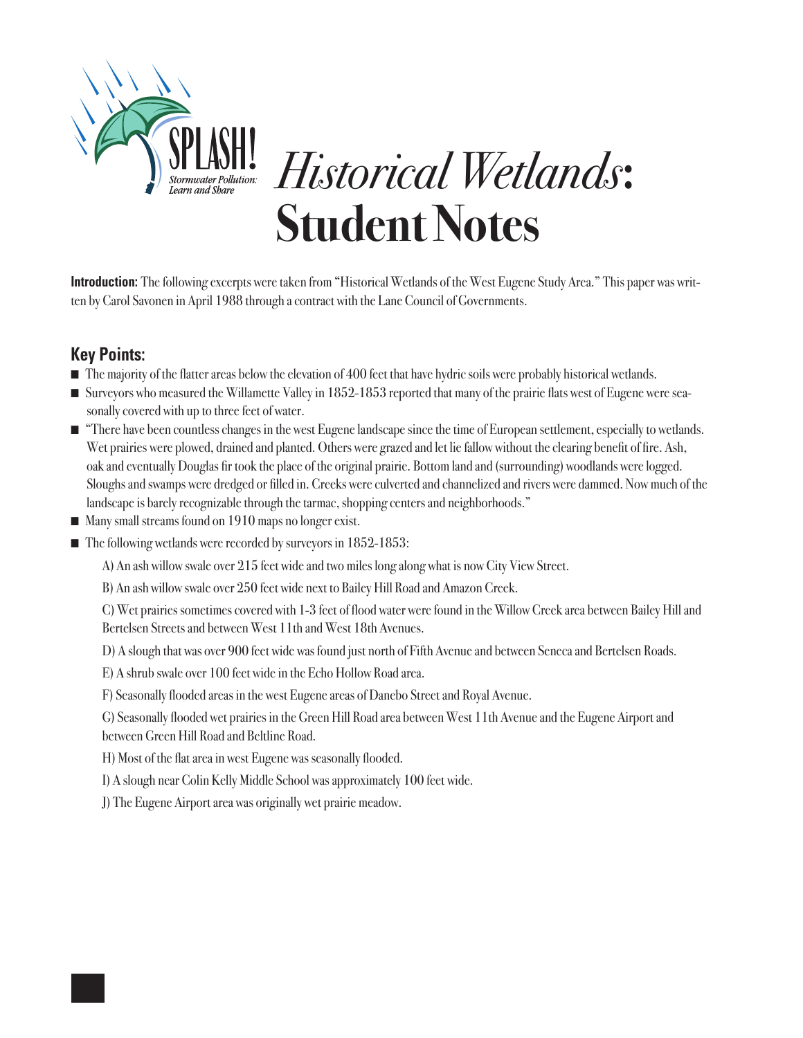# *Historical Wetlands*: Student Notes

**Introduction:** The following excerpts were taken from "Historical Wetlands of the West Eugene Study Area." This paper was written by Carol Savonen in April 1988 through a contract with the Lane Council of Governments.

## Key Points:

- The majority of the flatter areas below the elevation of 400 feet that have hydric soils were probably historical wetlands.
- Surveyors who measured the Willamette Valley in 1852-1853 reported that many of the prairie flats west of Eugene were seasonally covered with up to three feet of water.
- "There have been countless changes in the west Eugene landscape since the time of European settlement, especially to wetlands. Wet prairies were plowed, drained and planted. Others were grazed and let lie fallow without the clearing benefit of fire. Ash, oak and eventually Douglas fir took the place of the original prairie. Bottom land and (surrounding) woodlands were logged. Sloughs and swamps were dredged or filled in. Creeks were culverted and channelized and rivers were dammed. Now much of the landscape is barely recognizable through the tarmac, shopping centers and neighborhoods."
- Many small streams found on 1910 maps no longer exist.
- The following wetlands were recorded by surveyors in 1852-1853:

  A) An ash willow swale over 215 feet wide and two miles long along what is now City View Street.

  B) An ash willow swale over 250 feet wide next to Bailey Hill Road and Amazon Creek.

  C) Wet prairies sometimes covered with 1-3 feet of flood water were found in the Willow Creek area between Bailey Hill and Bertelsen Streets and between West 11th and West 18th Avenues.

  D) A slough that was over 900 feet wide was found just north of Fifth Avenue and between Seneca and Bertelsen Roads.

  E) A shrub swale over 100 feet wide in the Echo Hollow Road area.

  F) Seasonally flooded areas in the west Eugene areas of Danebo Street and Royal Avenue.

  G) Seasonally flooded wet prairies in the Green Hill Road area between West 11th Avenue and the Eugene Airport and between Green Hill Road and Beltline Road.

  H) Most of the flat area in west Eugene was seasonally flooded.

  I) A slough near Colin Kelly Middle School was approximately 100 feet wide.

  J) The Eugene Airport area was originally wet prairie meadow.